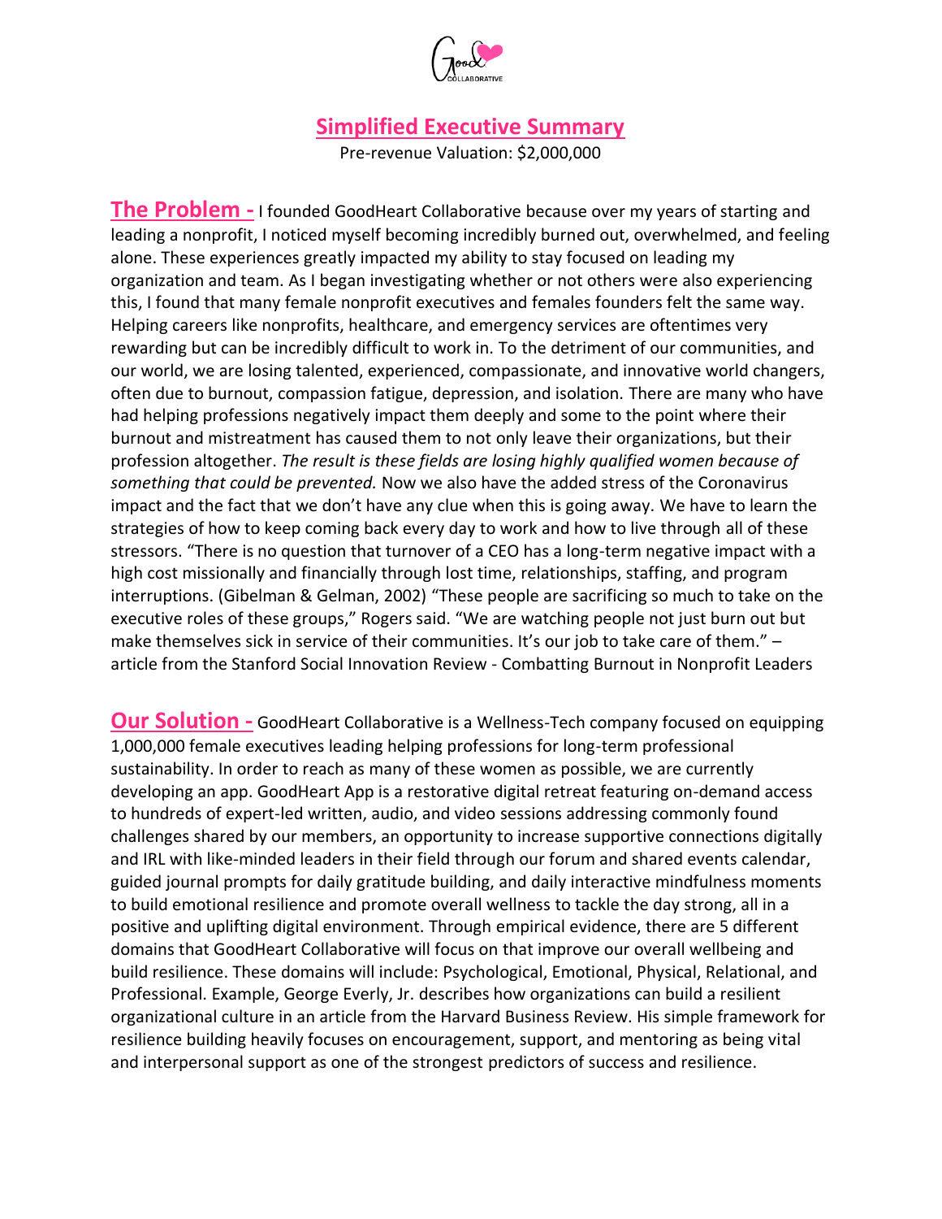# Simplified Executive Summary

Pre-revenue Valuation: $2,000,000

**The Problem -** I founded GoodHeart Collaborative because over my years of starting and leading a nonprofit, I noticed myself becoming incredibly burned out, overwhelmed, and feeling alone. These experiences greatly impacted my ability to stay focused on leading my organization and team. As I began investigating whether or not others were also experiencing this, I found that many female nonprofit executives and females founders felt the same way. Helping careers like nonprofits, healthcare, and emergency services are oftentimes very rewarding but can be incredibly difficult to work in. To the detriment of our communities, and our world, we are losing talented, experienced, compassionate, and innovative world changers, often due to burnout, compassion fatigue, depression, and isolation. There are many who have had helping professions negatively impact them deeply and some to the point where their burnout and mistreatment has caused them to not only leave their organizations, but their profession altogether. *The result is these fields are losing highly qualified women because of something that could be prevented.* Now we also have the added stress of the Coronavirus impact and the fact that we don't have any clue when this is going away. We have to learn the strategies of how to keep coming back every day to work and how to live through all of these stressors. "There is no question that turnover of a CEO has a long-term negative impact with a high cost missionally and financially through lost time, relationships, staffing, and program interruptions. (Gibelman & Gelman, 2002) "These people are sacrificing so much to take on the executive roles of these groups," Rogers said. "We are watching people not just burn out but make themselves sick in service of their communities. It's our job to take care of them." – article from the Stanford Social Innovation Review - Combatting Burnout in Nonprofit Leaders

**Our Solution -** GoodHeart Collaborative is a Wellness-Tech company focused on equipping 1,000,000 female executives leading helping professions for long-term professional sustainability. In order to reach as many of these women as possible, we are currently developing an app. GoodHeart App is a restorative digital retreat featuring on-demand access to hundreds of expert-led written, audio, and video sessions addressing commonly found challenges shared by our members, an opportunity to increase supportive connections digitally and IRL with like-minded leaders in their field through our forum and shared events calendar, guided journal prompts for daily gratitude building, and daily interactive mindfulness moments to build emotional resilience and promote overall wellness to tackle the day strong, all in a positive and uplifting digital environment. Through empirical evidence, there are 5 different domains that GoodHeart Collaborative will focus on that improve our overall wellbeing and build resilience. These domains will include: Psychological, Emotional, Physical, Relational, and Professional. Example, George Everly, Jr. describes how organizations can build a resilient organizational culture in an article from the Harvard Business Review. His simple framework for resilience building heavily focuses on encouragement, support, and mentoring as being vital and interpersonal support as one of the strongest predictors of success and resilience.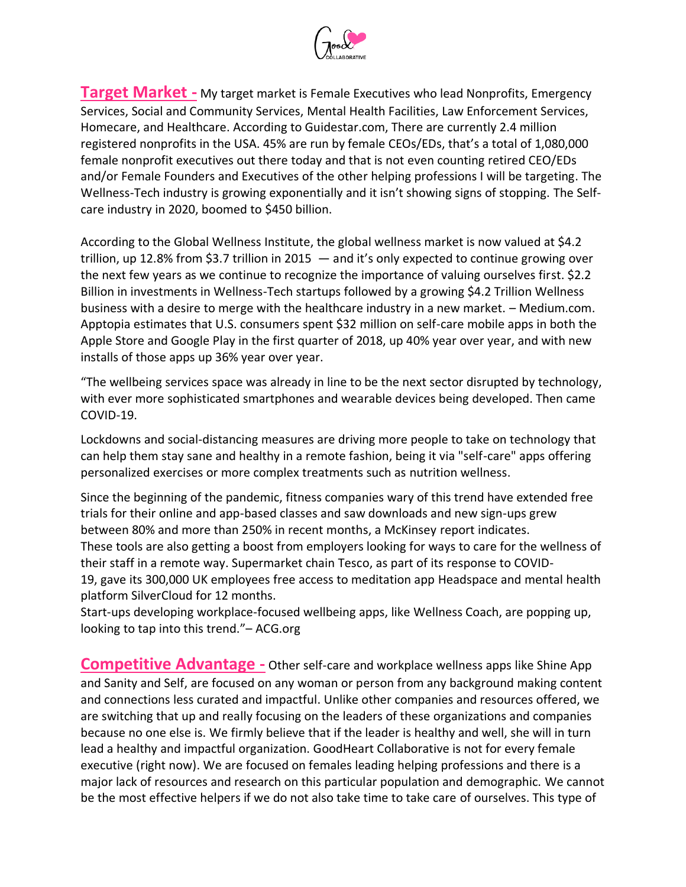**Target Market -** My target market is Female Executives who lead Nonprofits, Emergency Services, Social and Community Services, Mental Health Facilities, Law Enforcement Services, Homecare, and Healthcare. According to Guidestar.com, There are currently 2.4 million registered nonprofits in the USA. 45% are run by female CEOs/EDs, that's a total of 1,080,000 female nonprofit executives out there today and that is not even counting retired CEO/EDs and/or Female Founders and Executives of the other helping professions I will be targeting. The Wellness-Tech industry is growing exponentially and it isn't showing signs of stopping. The Self-care industry in 2020, boomed to $450 billion.

According to the Global Wellness Institute, the global wellness market is now valued at $4.2 trillion, up 12.8% from $3.7 trillion in 2015 — and it's only expected to continue growing over the next few years as we continue to recognize the importance of valuing ourselves first. $2.2 Billion in investments in Wellness-Tech startups followed by a growing $4.2 Trillion Wellness business with a desire to merge with the healthcare industry in a new market. – Medium.com. Apptopia estimates that U.S. consumers spent $32 million on self-care mobile apps in both the Apple Store and Google Play in the first quarter of 2018, up 40% year over year, and with new installs of those apps up 36% year over year.

"The wellbeing services space was already in line to be the next sector disrupted by technology, with ever more sophisticated smartphones and wearable devices being developed. Then came COVID-19.

Lockdowns and social-distancing measures are driving more people to take on technology that can help them stay sane and healthy in a remote fashion, being it via "self-care" apps offering personalized exercises or more complex treatments such as nutrition wellness.

Since the beginning of the pandemic, fitness companies wary of this trend have extended free trials for their online and app-based classes and saw downloads and new sign-ups grew between 80% and more than 250% in recent months, a McKinsey report indicates.
These tools are also getting a boost from employers looking for ways to care for the wellness of their staff in a remote way. Supermarket chain Tesco, as part of its response to COVID-19, gave its 300,000 UK employees free access to meditation app Headspace and mental health platform SilverCloud for 12 months.
Start-ups developing workplace-focused wellbeing apps, like Wellness Coach, are popping up, looking to tap into this trend."– ACG.org

**Competitive Advantage -** Other self-care and workplace wellness apps like Shine App and Sanity and Self, are focused on any woman or person from any background making content and connections less curated and impactful. Unlike other companies and resources offered, we are switching that up and really focusing on the leaders of these organizations and companies because no one else is. We firmly believe that if the leader is healthy and well, she will in turn lead a healthy and impactful organization. GoodHeart Collaborative is not for every female executive (right now). We are focused on females leading helping professions and there is a major lack of resources and research on this particular population and demographic. We cannot be the most effective helpers if we do not also take time to take care of ourselves. This type of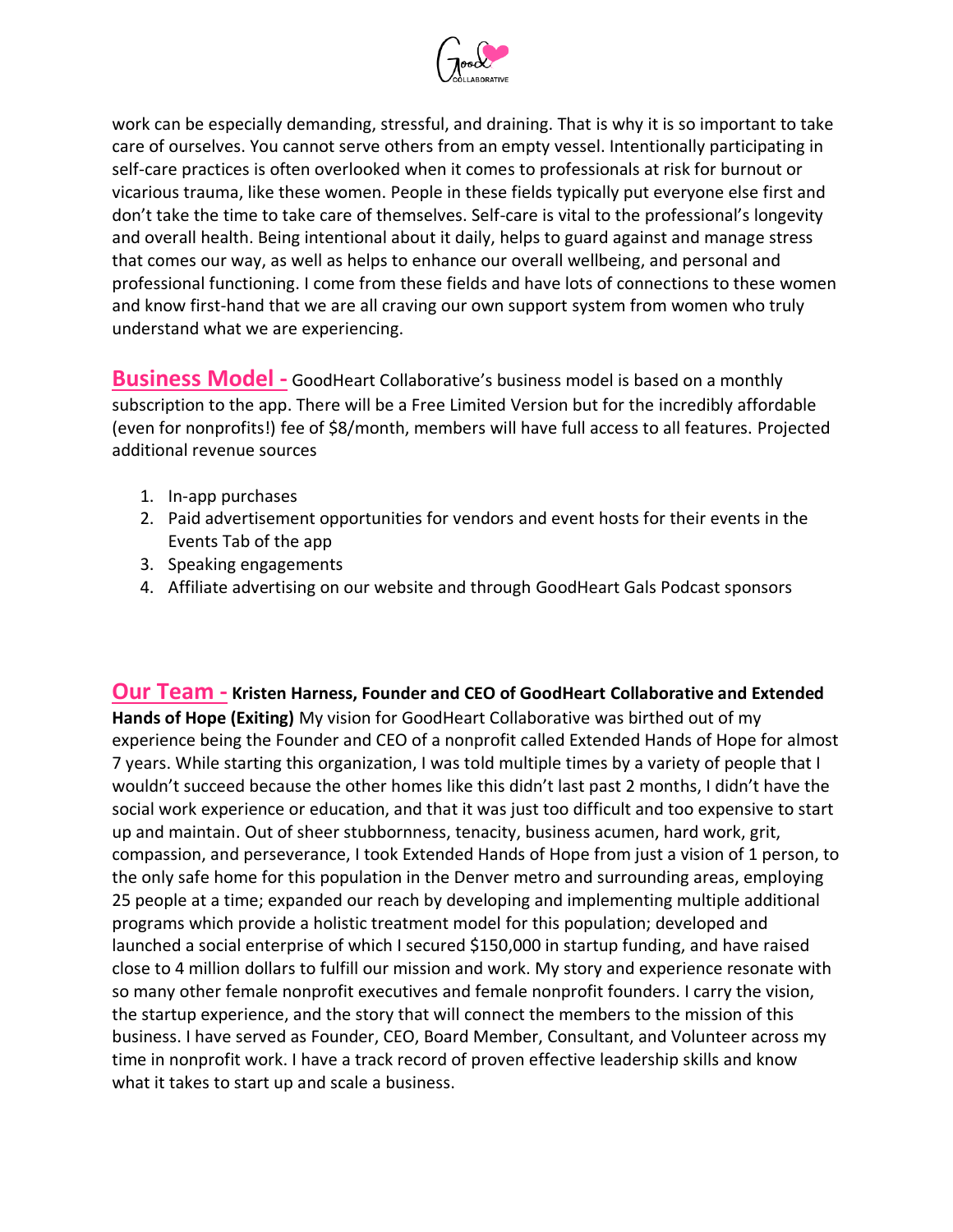work can be especially demanding, stressful, and draining. That is why it is so important to take care of ourselves. You cannot serve others from an empty vessel. Intentionally participating in self-care practices is often overlooked when it comes to professionals at risk for burnout or vicarious trauma, like these women. People in these fields typically put everyone else first and don't take the time to take care of themselves. Self-care is vital to the professional's longevity and overall health. Being intentional about it daily, helps to guard against and manage stress that comes our way, as well as helps to enhance our overall wellbeing, and personal and professional functioning. I come from these fields and have lots of connections to these women and know first-hand that we are all craving our own support system from women who truly understand what we are experiencing.

**Business Model -** GoodHeart Collaborative's business model is based on a monthly subscription to the app. There will be a Free Limited Version but for the incredibly affordable (even for nonprofits!) fee of $8/month, members will have full access to all features. Projected additional revenue sources

1. In-app purchases
2. Paid advertisement opportunities for vendors and event hosts for their events in the Events Tab of the app
3. Speaking engagements
4. Affiliate advertising on our website and through GoodHeart Gals Podcast sponsors

**Our Team - Kristen Harness, Founder and CEO of GoodHeart Collaborative and Extended Hands of Hope (Exiting)** My vision for GoodHeart Collaborative was birthed out of my experience being the Founder and CEO of a nonprofit called Extended Hands of Hope for almost 7 years. While starting this organization, I was told multiple times by a variety of people that I wouldn't succeed because the other homes like this didn't last past 2 months, I didn't have the social work experience or education, and that it was just too difficult and too expensive to start up and maintain. Out of sheer stubbornness, tenacity, business acumen, hard work, grit, compassion, and perseverance, I took Extended Hands of Hope from just a vision of 1 person, to the only safe home for this population in the Denver metro and surrounding areas, employing 25 people at a time; expanded our reach by developing and implementing multiple additional programs which provide a holistic treatment model for this population; developed and launched a social enterprise of which I secured $150,000 in startup funding, and have raised close to 4 million dollars to fulfill our mission and work. My story and experience resonate with so many other female nonprofit executives and female nonprofit founders. I carry the vision, the startup experience, and the story that will connect the members to the mission of this business. I have served as Founder, CEO, Board Member, Consultant, and Volunteer across my time in nonprofit work. I have a track record of proven effective leadership skills and know what it takes to start up and scale a business.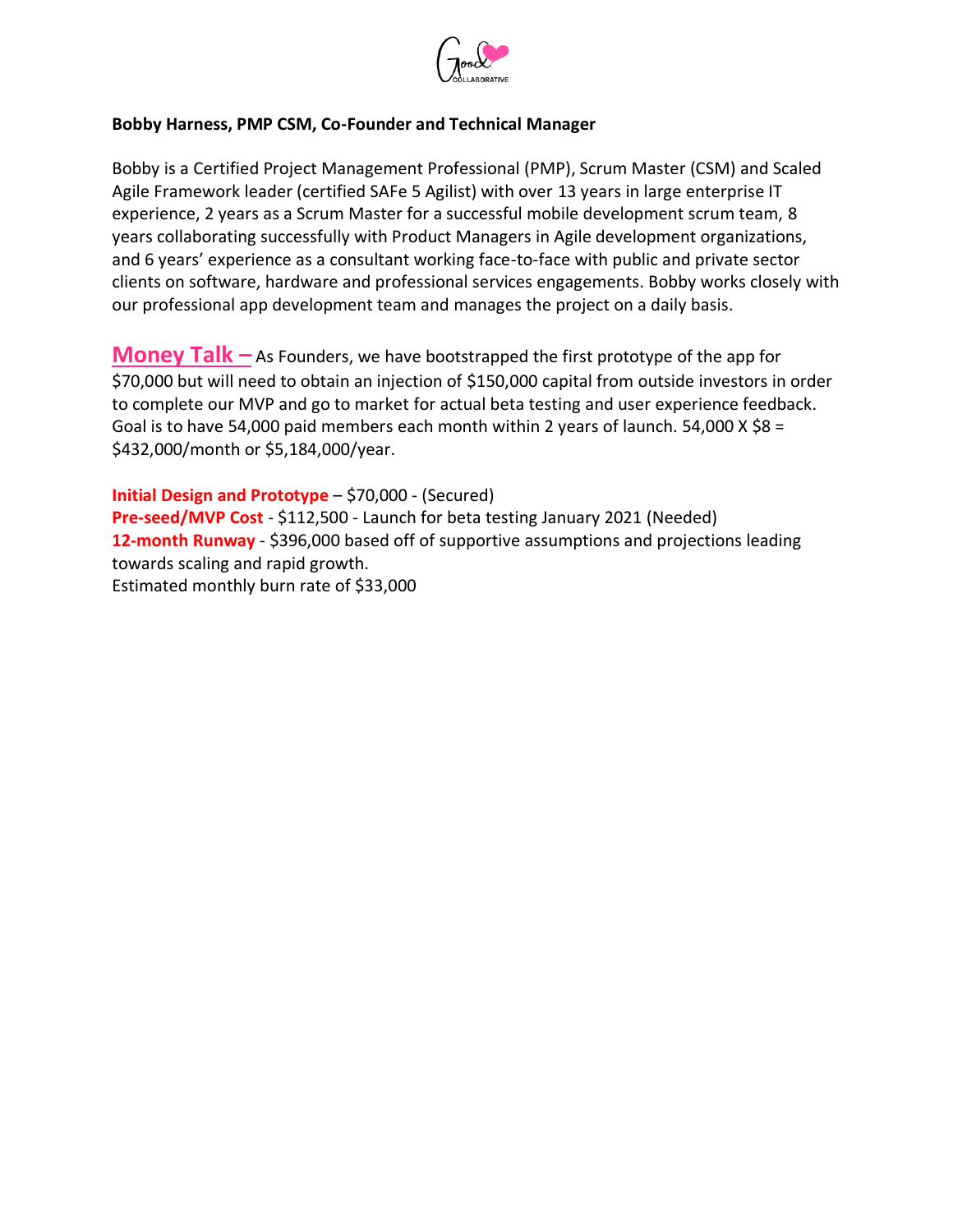**Bobby Harness, PMP CSM, Co-Founder and Technical Manager**

Bobby is a Certified Project Management Professional (PMP), Scrum Master (CSM) and Scaled Agile Framework leader (certified SAFe 5 Agilist) with over 13 years in large enterprise IT experience, 2 years as a Scrum Master for a successful mobile development scrum team, 8 years collaborating successfully with Product Managers in Agile development organizations, and 6 years' experience as a consultant working face-to-face with public and private sector clients on software, hardware and professional services engagements. Bobby works closely with our professional app development team and manages the project on a daily basis.

**Money Talk –** As Founders, we have bootstrapped the first prototype of the app for $70,000 but will need to obtain an injection of $150,000 capital from outside investors in order to complete our MVP and go to market for actual beta testing and user experience feedback. Goal is to have 54,000 paid members each month within 2 years of launch. 54,000 X $8 = $432,000/month or $5,184,000/year.

**Initial Design and Prototype** – $70,000 - (Secured)
**Pre-seed/MVP Cost** - $112,500 - Launch for beta testing January 2021 (Needed)
**12-month Runway** - $396,000 based off of supportive assumptions and projections leading towards scaling and rapid growth.
Estimated monthly burn rate of $33,000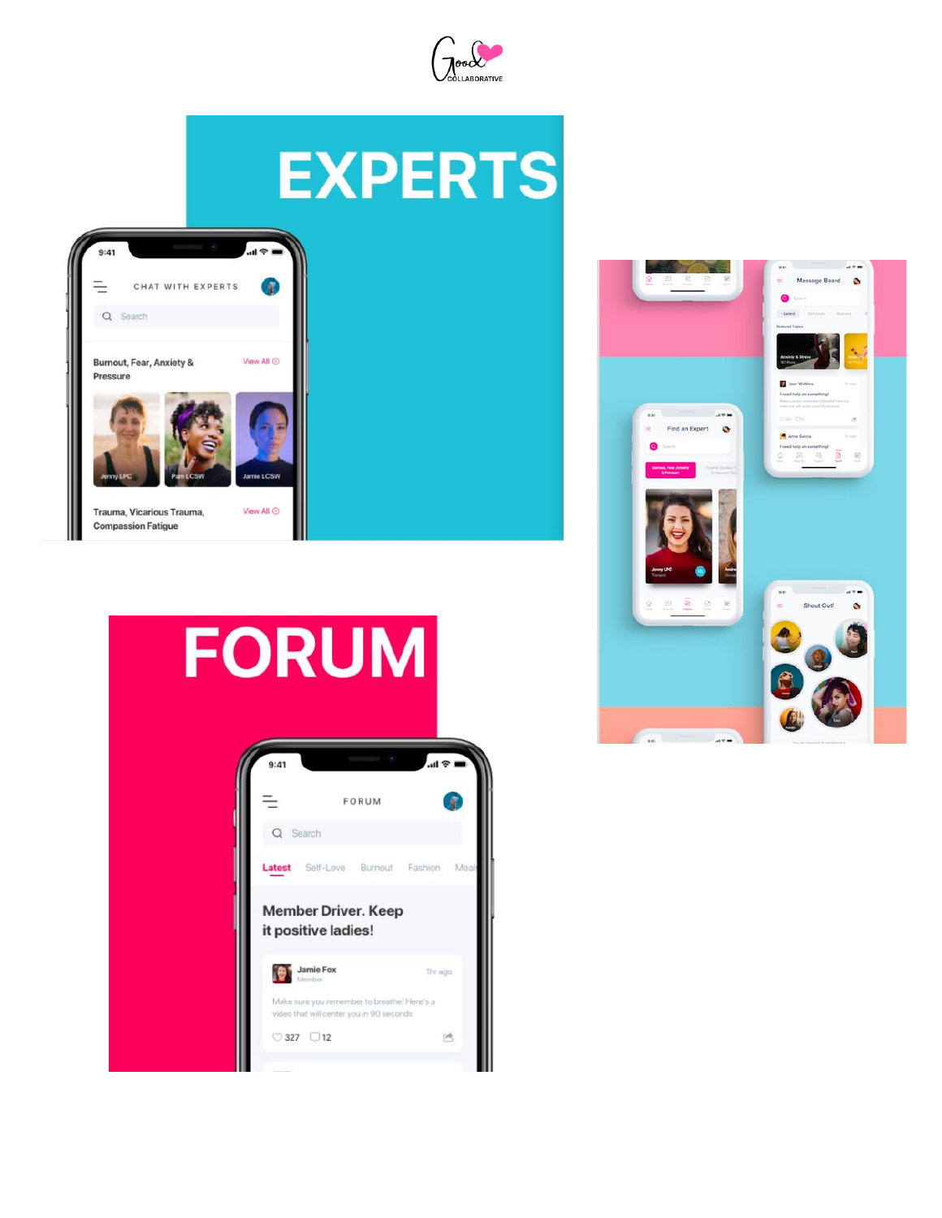Good COLLABORATIVE

# EXPERTS

9:41

CHAT WITH EXPERTS

Search

Burnout, Fear, Anxiety & Pressure — View All

Jenny LPC · Pam LCSW · Jamie LCSW

Trauma, Vicarious Trauma, Compassion Fatigue — View All

# FORUM

9:41

FORUM

Search

Latest · Self-Love · Burnout · Fashion · Meal

Member Driver. Keep it positive ladies!

Jamie Fox
Member
1hr ago

Make sure you remember to breathe! Here's a video that will center you in 90 seconds

327 · 12

Message Board

Find an Expert

Shout Out!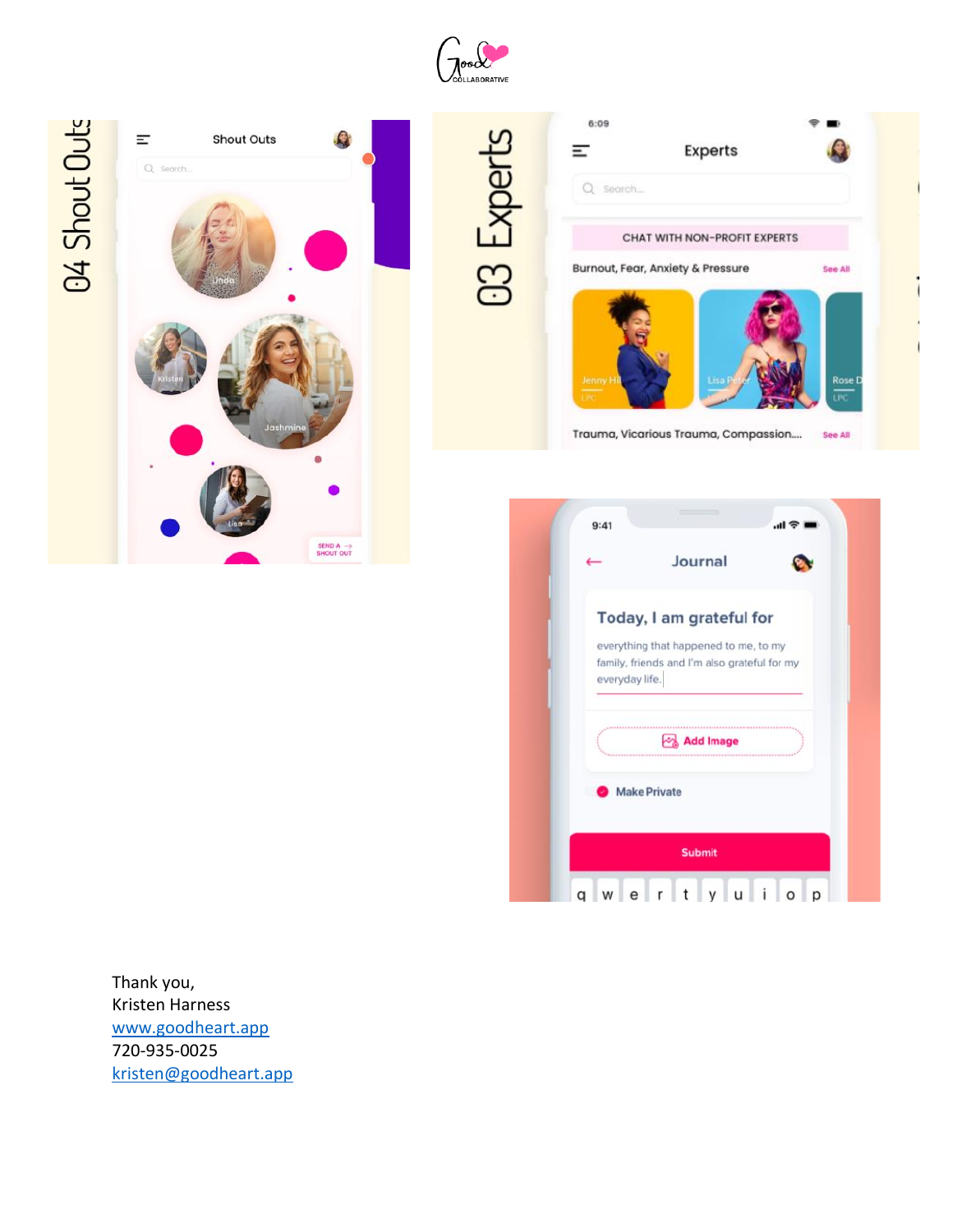Thank you,
Kristen Harness
www.goodheart.app
720-935-0025
kristen@goodheart.app